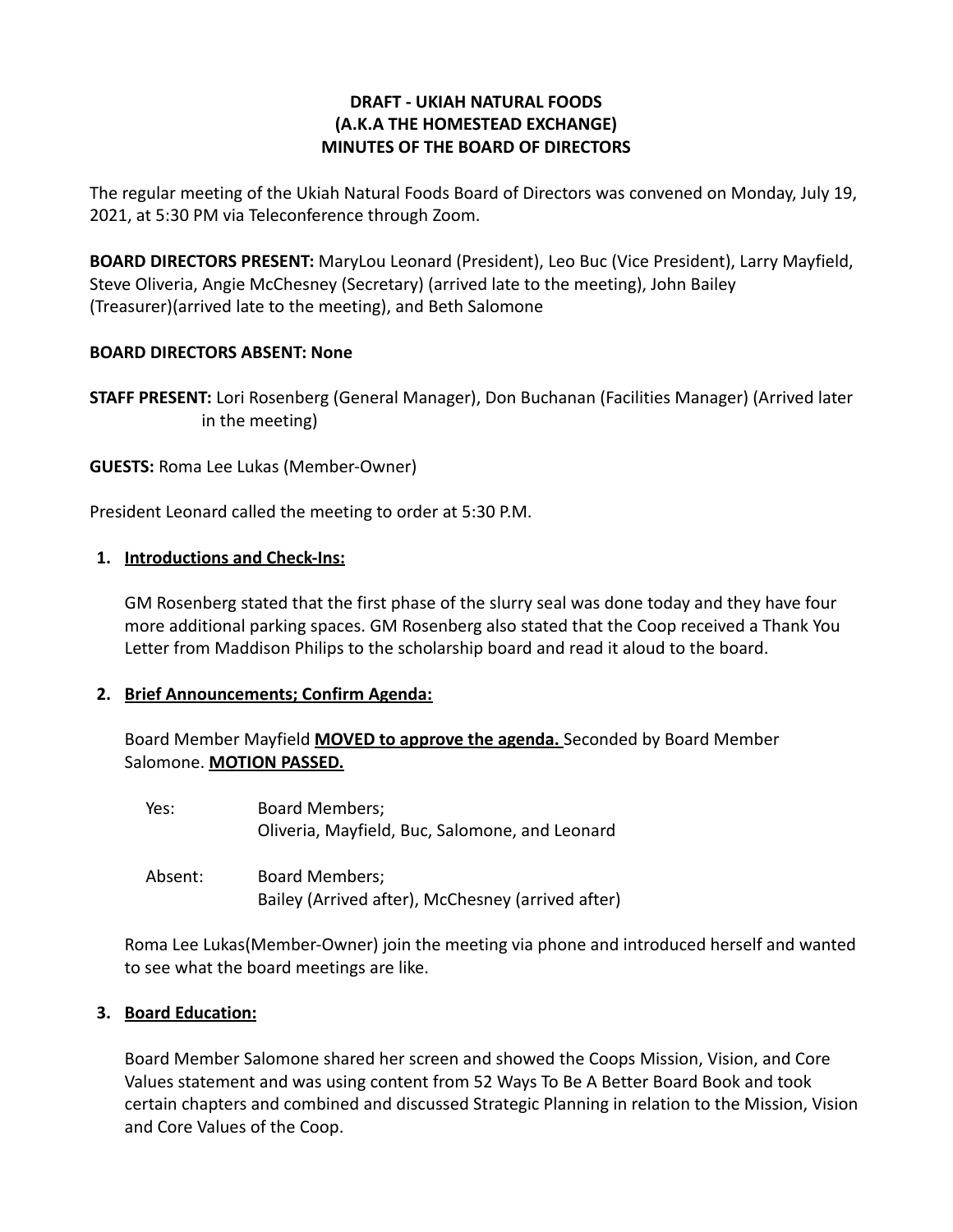**DRAFT - UKIAH NATURAL FOODS**
**(A.K.A THE HOMESTEAD EXCHANGE)**
**MINUTES OF THE BOARD OF DIRECTORS**

The regular meeting of the Ukiah Natural Foods Board of Directors was convened on Monday, July 19, 2021, at 5:30 PM via Teleconference through Zoom.

**BOARD DIRECTORS PRESENT:** MaryLou Leonard (President), Leo Buc (Vice President), Larry Mayfield, Steve Oliveria, Angie McChesney (Secretary) (arrived late to the meeting), John Bailey (Treasurer)(arrived late to the meeting), and Beth Salomone

**BOARD DIRECTORS ABSENT: None**

**STAFF PRESENT:** Lori Rosenberg (General Manager), Don Buchanan (Facilities Manager) (Arrived later in the meeting)

**GUESTS:** Roma Lee Lukas (Member-Owner)

President Leonard called the meeting to order at 5:30 P.M.

1. **Introductions and Check-Ins:**

   GM Rosenberg stated that the first phase of the slurry seal was done today and they have four more additional parking spaces. GM Rosenberg also stated that the Coop received a Thank You Letter from Maddison Philips to the scholarship board and read it aloud to the board.

2. **Brief Announcements; Confirm Agenda:**

   Board Member Mayfield **MOVED to approve the agenda.** Seconded by Board Member Salomone. **MOTION PASSED.**

   Yes: Board Members;
   Oliveria, Mayfield, Buc, Salomone, and Leonard

   Absent: Board Members;
   Bailey (Arrived after), McChesney (arrived after)

   Roma Lee Lukas(Member-Owner) join the meeting via phone and introduced herself and wanted to see what the board meetings are like.

3. **Board Education:**

   Board Member Salomone shared her screen and showed the Coops Mission, Vision, and Core Values statement and was using content from 52 Ways To Be A Better Board Book and took certain chapters and combined and discussed Strategic Planning in relation to the Mission, Vision and Core Values of the Coop.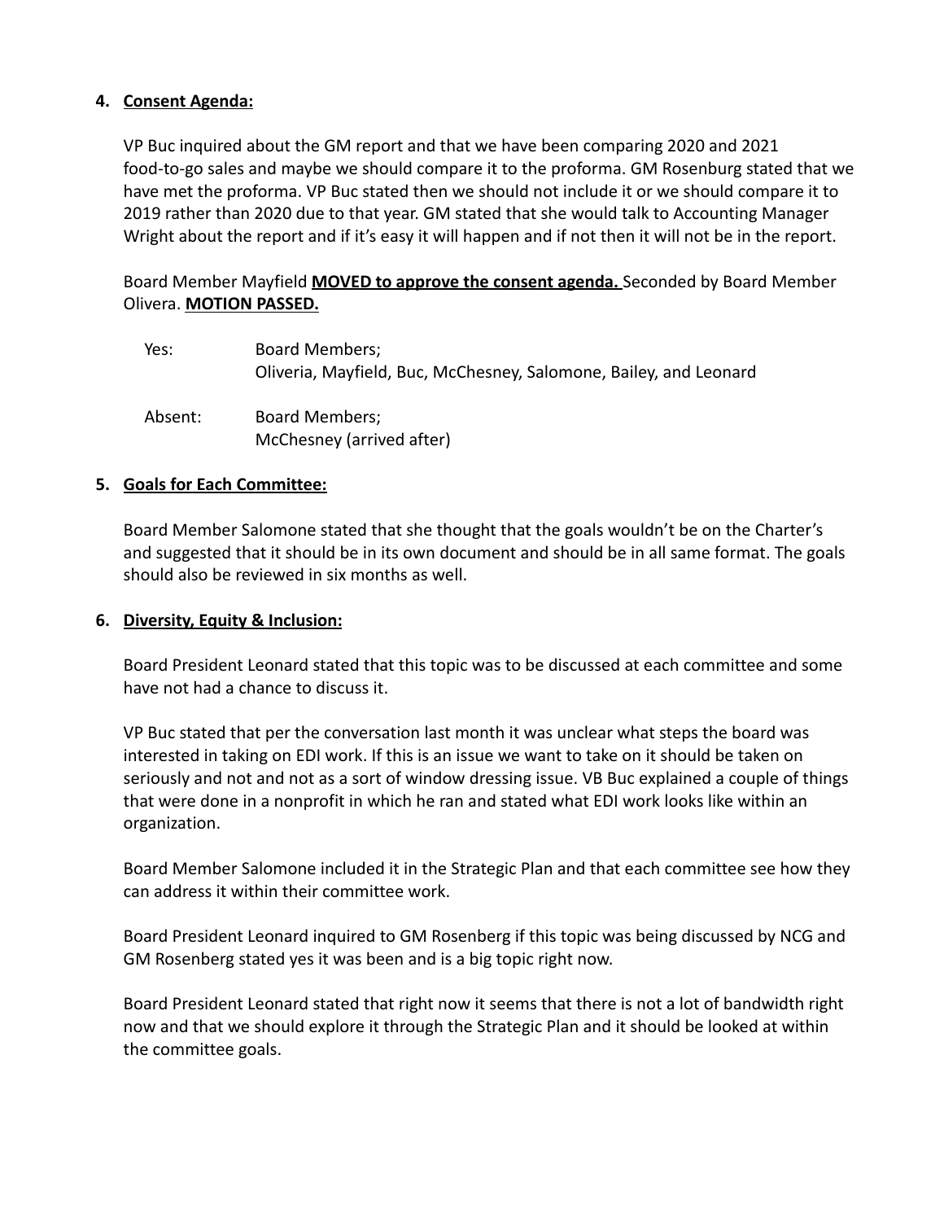4. **Consent Agenda:**

VP Buc inquired about the GM report and that we have been comparing 2020 and 2021 food-to-go sales and maybe we should compare it to the proforma. GM Rosenburg stated that we have met the proforma. VP Buc stated then we should not include it or we should compare it to 2019 rather than 2020 due to that year. GM stated that she would talk to Accounting Manager Wright about the report and if it's easy it will happen and if not then it will not be in the report.

Board Member Mayfield **MOVED to approve the consent agenda.** Seconded by Board Member Olivera. **MOTION PASSED.**

| | |
|---|---|
| Yes: | Board Members; Oliveria, Mayfield, Buc, McChesney, Salomone, Bailey, and Leonard |
| Absent: | Board Members; McChesney (arrived after) |

5. **Goals for Each Committee:**

Board Member Salomone stated that she thought that the goals wouldn't be on the Charter's and suggested that it should be in its own document and should be in all same format. The goals should also be reviewed in six months as well.

6. **Diversity, Equity & Inclusion:**

Board President Leonard stated that this topic was to be discussed at each committee and some have not had a chance to discuss it.

VP Buc stated that per the conversation last month it was unclear what steps the board was interested in taking on EDI work. If this is an issue we want to take on it should be taken on seriously and not and not as a sort of window dressing issue. VB Buc explained a couple of things that were done in a nonprofit in which he ran and stated what EDI work looks like within an organization.

Board Member Salomone included it in the Strategic Plan and that each committee see how they can address it within their committee work.

Board President Leonard inquired to GM Rosenberg if this topic was being discussed by NCG and GM Rosenberg stated yes it was been and is a big topic right now.

Board President Leonard stated that right now it seems that there is not a lot of bandwidth right now and that we should explore it through the Strategic Plan and it should be looked at within the committee goals.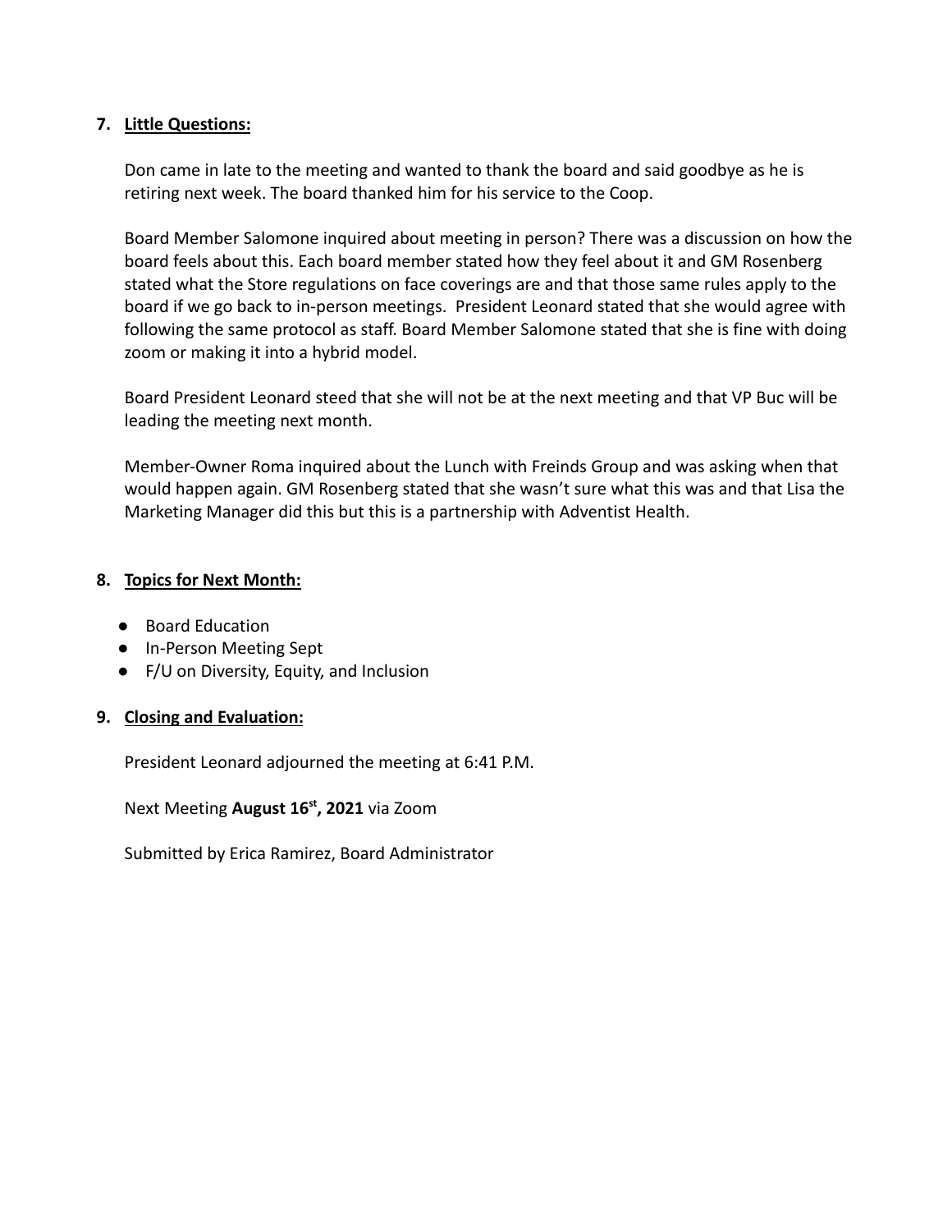## 7. Little Questions:

Don came in late to the meeting and wanted to thank the board and said goodbye as he is retiring next week. The board thanked him for his service to the Coop.

Board Member Salomone inquired about meeting in person? There was a discussion on how the board feels about this. Each board member stated how they feel about it and GM Rosenberg stated what the Store regulations on face coverings are and that those same rules apply to the board if we go back to in-person meetings. President Leonard stated that she would agree with following the same protocol as staff. Board Member Salomone stated that she is fine with doing zoom or making it into a hybrid model.

Board President Leonard steed that she will not be at the next meeting and that VP Buc will be leading the meeting next month.

Member-Owner Roma inquired about the Lunch with Freinds Group and was asking when that would happen again. GM Rosenberg stated that she wasn't sure what this was and that Lisa the Marketing Manager did this but this is a partnership with Adventist Health.

## 8. Topics for Next Month:

- Board Education
- In-Person Meeting Sept
- F/U on Diversity, Equity, and Inclusion

## 9. Closing and Evaluation:

President Leonard adjourned the meeting at 6:41 P.M.

Next Meeting **August 16st, 2021** via Zoom

Submitted by Erica Ramirez, Board Administrator